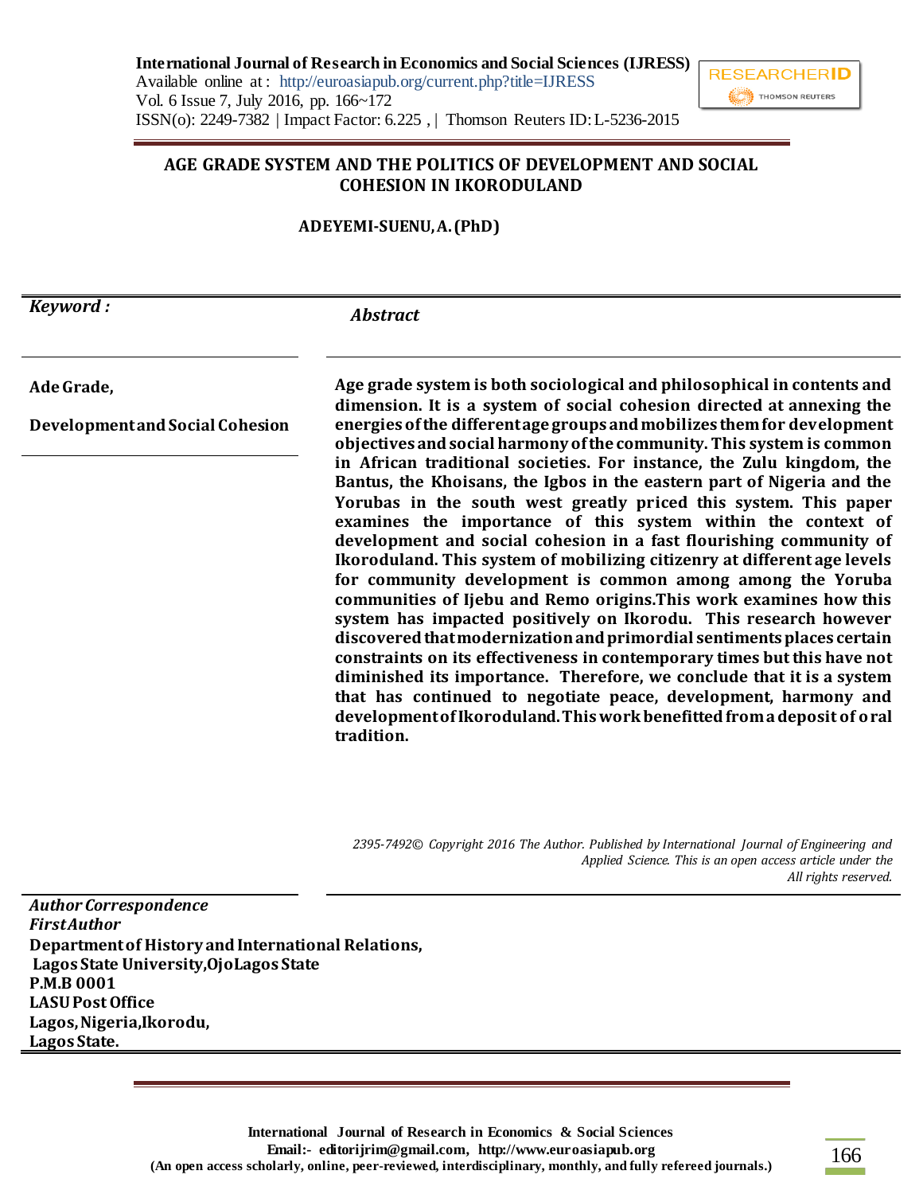# AGE GRADE SYSTEM AND THE POLITICS OF DEVELOPMENT AND SOCIAL COHESION IN IKORODULAND

**ADEYEMI-SUENU, A. (PhD)**

| *Keyword :* | *Abstract* |
|---|---|
| **Ade Grade,** **Development and Social Cohesion** | **Age grade system is both sociological and philosophical in contents and dimension. It is a system of social cohesion directed at annexing the energies of the different age groups and mobilizes them for development objectives and social harmony of the community. This system is common in African traditional societies. For instance, the Zulu kingdom, the Bantus, the Khoisans, the Igbos in the eastern part of Nigeria and the Yorubas in the south west greatly priced this system. This paper examines the importance of this system within the context of development and social cohesion in a fast flourishing community of Ikoroduland. This system of mobilizing citizenry at different age levels for community development is common among among the Yoruba communities of Ijebu and Remo origins.This work examines how this system has impacted positively on Ikorodu. This research however discovered that modernization and primordial sentiments places certain constraints on its effectiveness in contemporary times but this have not diminished its importance. Therefore, we conclude that it is a system that has continued to negotiate peace, development, harmony and development of Ikoroduland. This work benefitted from a deposit of oral tradition.** |

*2395-7492© Copyright 2016 The Author. Published by International Journal of Engineering and Applied Science. This is an open access article under the All rights reserved.*

***Author Correspondence***
***First Author***
**Department of History and International Relations,**
**Lagos State University, Ojo Lagos State**
**P.M.B 0001**
**LASU Post Office**
**Lagos, Nigeria, Ikorodu,**
**Lagos State.**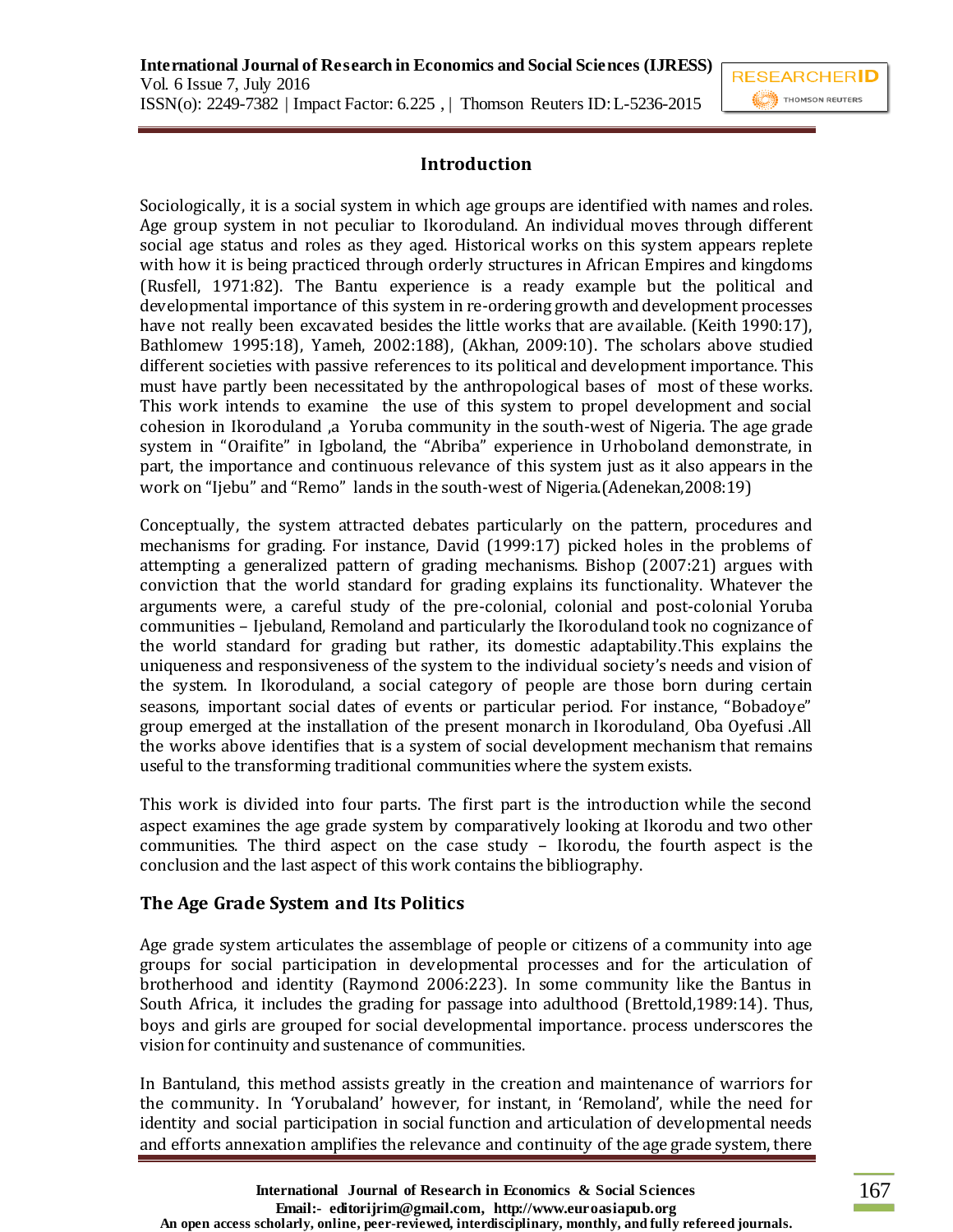## Introduction

Sociologically, it is a social system in which age groups are identified with names and roles. Age group system in not peculiar to Ikoroduland. An individual moves through different social age status and roles as they aged. Historical works on this system appears replete with how it is being practiced through orderly structures in African Empires and kingdoms (Rusfell, 1971:82). The Bantu experience is a ready example but the political and developmental importance of this system in re-ordering growth and development processes have not really been excavated besides the little works that are available. (Keith 1990:17), Bathlomew 1995:18), Yameh, 2002:188), (Akhan, 2009:10). The scholars above studied different societies with passive references to its political and development importance. This must have partly been necessitated by the anthropological bases of most of these works. This work intends to examine the use of this system to propel development and social cohesion in Ikoroduland ,a Yoruba community in the south-west of Nigeria. The age grade system in "Oraifite" in Igboland, the "Abriba" experience in Urhoboland demonstrate, in part, the importance and continuous relevance of this system just as it also appears in the work on "Ijebu" and "Remo" lands in the south-west of Nigeria.(Adenekan,2008:19)

Conceptually, the system attracted debates particularly on the pattern, procedures and mechanisms for grading. For instance, David (1999:17) picked holes in the problems of attempting a generalized pattern of grading mechanisms. Bishop (2007:21) argues with conviction that the world standard for grading explains its functionality. Whatever the arguments were, a careful study of the pre-colonial, colonial and post-colonial Yoruba communities – Ijebuland, Remoland and particularly the Ikoroduland took no cognizance of the world standard for grading but rather, its domestic adaptability.This explains the uniqueness and responsiveness of the system to the individual society's needs and vision of the system. In Ikoroduland, a social category of people are those born during certain seasons, important social dates of events or particular period. For instance, "Bobadoye" group emerged at the installation of the present monarch in Ikoroduland¸ Oba Oyefusi .All the works above identifies that is a system of social development mechanism that remains useful to the transforming traditional communities where the system exists.

This work is divided into four parts. The first part is the introduction while the second aspect examines the age grade system by comparatively looking at Ikorodu and two other communities. The third aspect on the case study – Ikorodu, the fourth aspect is the conclusion and the last aspect of this work contains the bibliography.

## The Age Grade System and Its Politics

Age grade system articulates the assemblage of people or citizens of a community into age groups for social participation in developmental processes and for the articulation of brotherhood and identity (Raymond 2006:223). In some community like the Bantus in South Africa, it includes the grading for passage into adulthood (Brettold,1989:14). Thus, boys and girls are grouped for social developmental importance. process underscores the vision for continuity and sustenance of communities.

In Bantuland, this method assists greatly in the creation and maintenance of warriors for the community. In 'Yorubaland' however, for instant, in 'Remoland', while the need for identity and social participation in social function and articulation of developmental needs and efforts annexation amplifies the relevance and continuity of the age grade system, there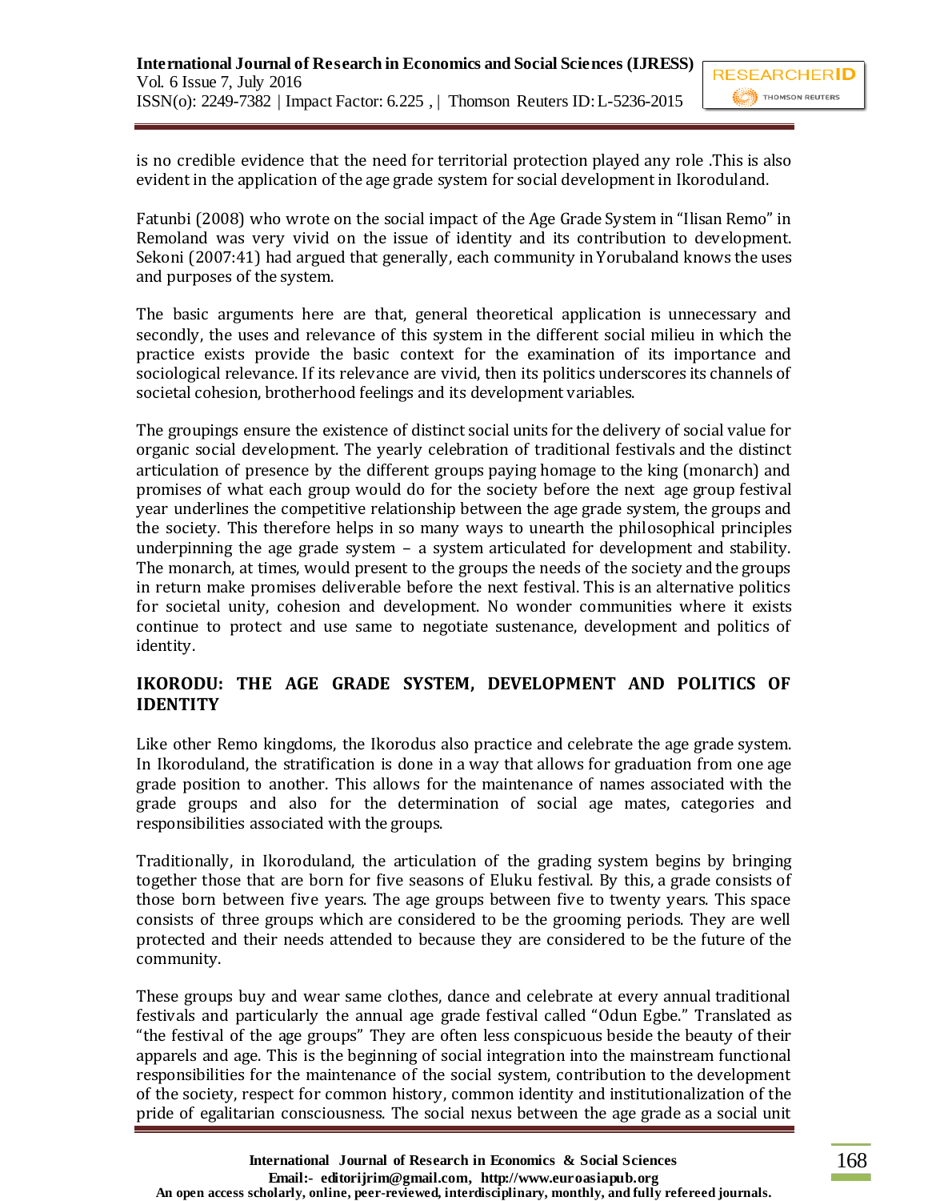is no credible evidence that the need for territorial protection played any role .This is also evident in the application of the age grade system for social development in Ikoroduland.

Fatunbi (2008) who wrote on the social impact of the Age Grade System in "Ilisan Remo" in Remoland was very vivid on the issue of identity and its contribution to development. Sekoni (2007:41) had argued that generally, each community in Yorubaland knows the uses and purposes of the system.

The basic arguments here are that, general theoretical application is unnecessary and secondly, the uses and relevance of this system in the different social milieu in which the practice exists provide the basic context for the examination of its importance and sociological relevance. If its relevance are vivid, then its politics underscores its channels of societal cohesion, brotherhood feelings and its development variables.

The groupings ensure the existence of distinct social units for the delivery of social value for organic social development. The yearly celebration of traditional festivals and the distinct articulation of presence by the different groups paying homage to the king (monarch) and promises of what each group would do for the society before the next age group festival year underlines the competitive relationship between the age grade system, the groups and the society. This therefore helps in so many ways to unearth the philosophical principles underpinning the age grade system – a system articulated for development and stability. The monarch, at times, would present to the groups the needs of the society and the groups in return make promises deliverable before the next festival. This is an alternative politics for societal unity, cohesion and development. No wonder communities where it exists continue to protect and use same to negotiate sustenance, development and politics of identity.

## IKORODU: THE AGE GRADE SYSTEM, DEVELOPMENT AND POLITICS OF IDENTITY

Like other Remo kingdoms, the Ikorodus also practice and celebrate the age grade system. In Ikoroduland, the stratification is done in a way that allows for graduation from one age grade position to another. This allows for the maintenance of names associated with the grade groups and also for the determination of social age mates, categories and responsibilities associated with the groups.

Traditionally, in Ikoroduland, the articulation of the grading system begins by bringing together those that are born for five seasons of Eluku festival. By this, a grade consists of those born between five years. The age groups between five to twenty years. This space consists of three groups which are considered to be the grooming periods. They are well protected and their needs attended to because they are considered to be the future of the community.

These groups buy and wear same clothes, dance and celebrate at every annual traditional festivals and particularly the annual age grade festival called "Odun Egbe." Translated as "the festival of the age groups" They are often less conspicuous beside the beauty of their apparels and age. This is the beginning of social integration into the mainstream functional responsibilities for the maintenance of the social system, contribution to the development of the society, respect for common history, common identity and institutionalization of the pride of egalitarian consciousness. The social nexus between the age grade as a social unit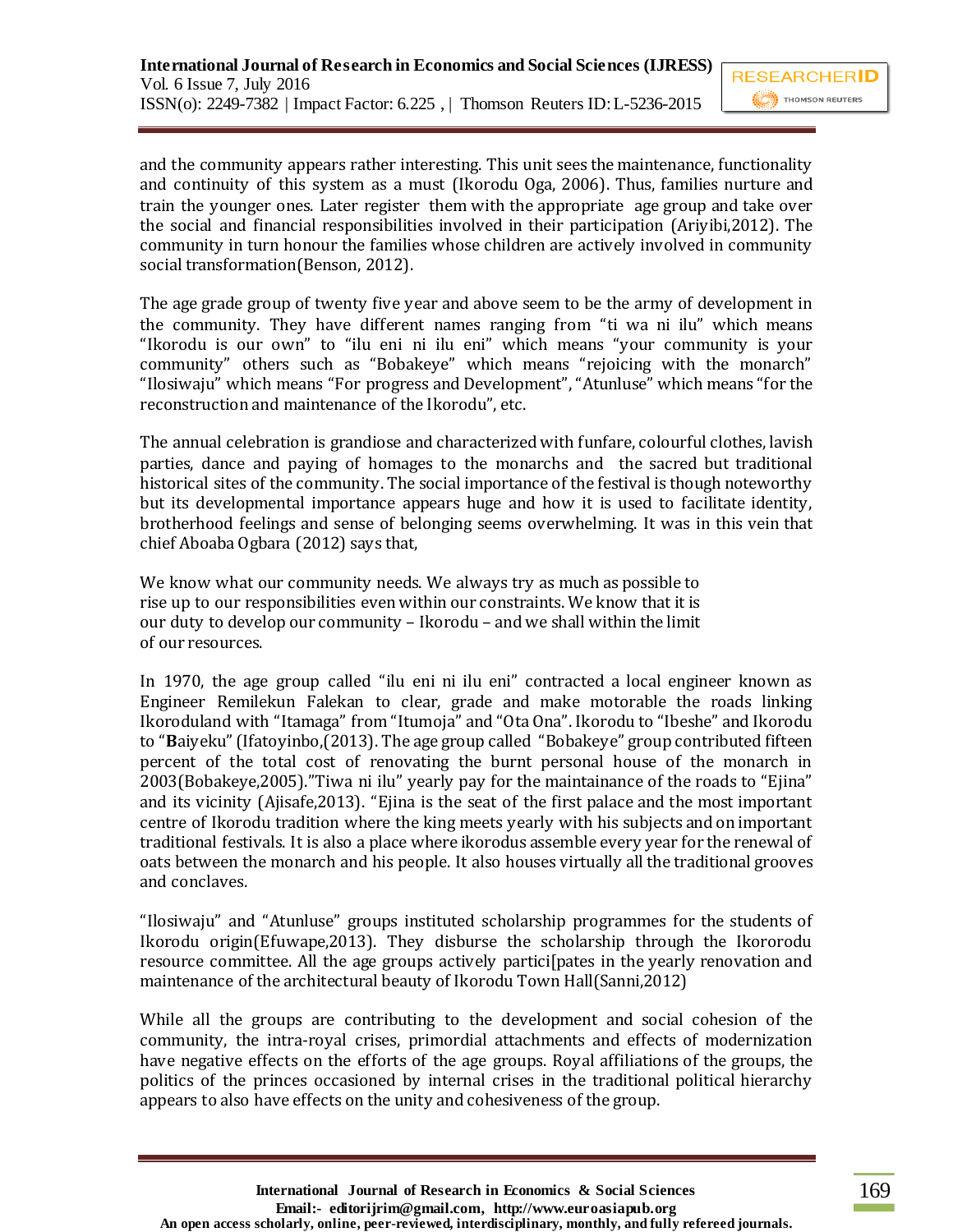and the community appears rather interesting. This unit sees the maintenance, functionality and continuity of this system as a must (Ikorodu Oga, 2006). Thus, families nurture and train the younger ones. Later register them with the appropriate age group and take over the social and financial responsibilities involved in their participation (Ariyibi,2012). The community in turn honour the families whose children are actively involved in community social transformation(Benson, 2012).

The age grade group of twenty five year and above seem to be the army of development in the community. They have different names ranging from "ti wa ni ilu" which means "Ikorodu is our own" to "ilu eni ni ilu eni" which means "your community is your community" others such as "Bobakeye" which means "rejoicing with the monarch" "Ilosiwaju" which means "For progress and Development", "Atunluse" which means "for the reconstruction and maintenance of the Ikorodu", etc.

The annual celebration is grandiose and characterized with funfare, colourful clothes, lavish parties, dance and paying of homages to the monarchs and the sacred but traditional historical sites of the community. The social importance of the festival is though noteworthy but its developmental importance appears huge and how it is used to facilitate identity, brotherhood feelings and sense of belonging seems overwhelming. It was in this vein that chief Aboaba Ogbara (2012) says that,

> We know what our community needs. We always try as much as possible to rise up to our responsibilities even within our constraints. We know that it is our duty to develop our community – Ikorodu – and we shall within the limit of our resources.

In 1970, the age group called "ilu eni ni ilu eni" contracted a local engineer known as Engineer Remilekun Falekan to clear, grade and make motorable the roads linking Ikoroduland with "Itamaga" from "Itumoja" and "Ota Ona". Ikorodu to "Ibeshe" and Ikorodu to "**B**aiyeku" (Ifatoyinbo,(2013). The age group called "Bobakeye" group contributed fifteen percent of the total cost of renovating the burnt personal house of the monarch in 2003(Bobakeye,2005)."Tiwa ni ilu" yearly pay for the maintainance of the roads to "Ejina" and its vicinity (Ajisafe,2013). "Ejina is the seat of the first palace and the most important centre of Ikorodu tradition where the king meets yearly with his subjects and on important traditional festivals. It is also a place where ikorodus assemble every year for the renewal of oats between the monarch and his people. It also houses virtually all the traditional grooves and conclaves.

"Ilosiwaju" and "Atunluse" groups instituted scholarship programmes for the students of Ikorodu origin(Efuwape,2013). They disburse the scholarship through the Ikororodu resource committee. All the age groups actively partici[pates in the yearly renovation and maintenance of the architectural beauty of Ikorodu Town Hall(Sanni,2012)

While all the groups are contributing to the development and social cohesion of the community, the intra-royal crises, primordial attachments and effects of modernization have negative effects on the efforts of the age groups. Royal affiliations of the groups, the politics of the princes occasioned by internal crises in the traditional political hierarchy appears to also have effects on the unity and cohesiveness of the group.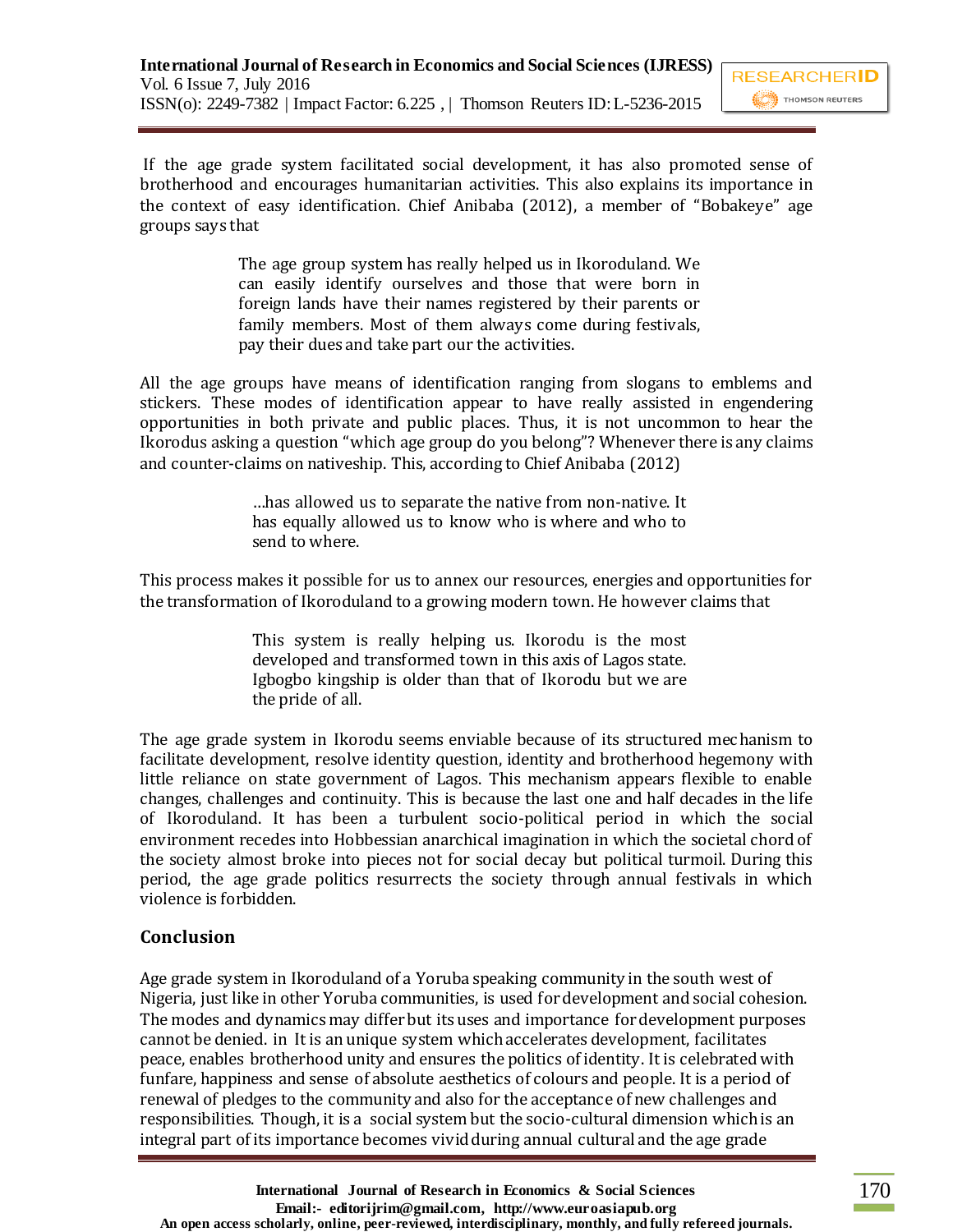If the age grade system facilitated social development, it has also promoted sense of brotherhood and encourages humanitarian activities. This also explains its importance in the context of easy identification. Chief Anibaba (2012), a member of "Bobakeye" age groups says that

> The age group system has really helped us in Ikoroduland. We can easily identify ourselves and those that were born in foreign lands have their names registered by their parents or family members. Most of them always come during festivals, pay their dues and take part our the activities.

All the age groups have means of identification ranging from slogans to emblems and stickers. These modes of identification appear to have really assisted in engendering opportunities in both private and public places. Thus, it is not uncommon to hear the Ikorodus asking a question "which age group do you belong"? Whenever there is any claims and counter-claims on nativeship. This, according to Chief Anibaba (2012)

> …has allowed us to separate the native from non-native. It has equally allowed us to know who is where and who to send to where.

This process makes it possible for us to annex our resources, energies and opportunities for the transformation of Ikoroduland to a growing modern town. He however claims that

> This system is really helping us. Ikorodu is the most developed and transformed town in this axis of Lagos state. Igbogbo kingship is older than that of Ikorodu but we are the pride of all.

The age grade system in Ikorodu seems enviable because of its structured mechanism to facilitate development, resolve identity question, identity and brotherhood hegemony with little reliance on state government of Lagos. This mechanism appears flexible to enable changes, challenges and continuity. This is because the last one and half decades in the life of Ikoroduland. It has been a turbulent socio-political period in which the social environment recedes into Hobbessian anarchical imagination in which the societal chord of the society almost broke into pieces not for social decay but political turmoil. During this period, the age grade politics resurrects the society through annual festivals in which violence is forbidden.

## Conclusion

Age grade system in Ikoroduland of a Yoruba speaking community in the south west of Nigeria, just like in other Yoruba communities, is used for development and social cohesion. The modes and dynamics may differ but its uses and importance for development purposes cannot be denied. in It is an unique system which accelerates development, facilitates peace, enables brotherhood unity and ensures the politics of identity. It is celebrated with funfare, happiness and sense of absolute aesthetics of colours and people. It is a period of renewal of pledges to the community and also for the acceptance of new challenges and responsibilities. Though, it is a social system but the socio-cultural dimension which is an integral part of its importance becomes vivid during annual cultural and the age grade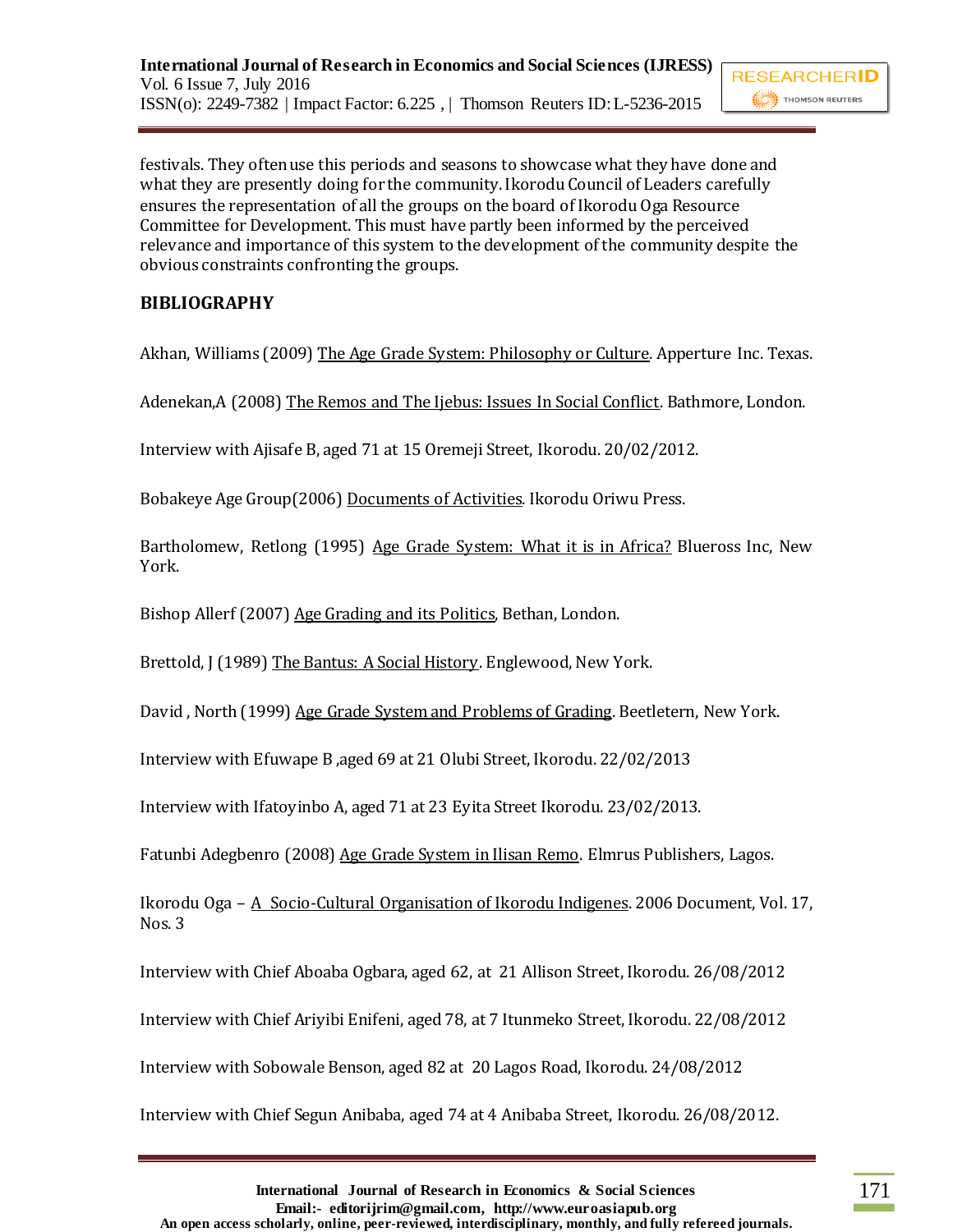festivals. They often use this periods and seasons to showcase what they have done and what they are presently doing for the community. Ikorodu Council of Leaders carefully ensures the representation of all the groups on the board of Ikorodu Oga Resource Committee for Development. This must have partly been informed by the perceived relevance and importance of this system to the development of the community despite the obvious constraints confronting the groups.

## BIBLIOGRAPHY

Akhan, Williams (2009) The Age Grade System: Philosophy or Culture. Apperture Inc. Texas.

Adenekan,A (2008) The Remos and The Ijebus: Issues In Social Conflict. Bathmore, London.

Interview with Ajisafe B, aged 71 at 15 Oremeji Street, Ikorodu. 20/02/2012.

Bobakeye Age Group(2006) Documents of Activities. Ikorodu Oriwu Press.

Bartholomew, Retlong (1995) Age Grade System: What it is in Africa? Blueross Inc, New York.

Bishop Allerf (2007) Age Grading and its Politics, Bethan, London.

Brettold, J (1989) The Bantus: A Social History. Englewood, New York.

David , North (1999) Age Grade System and Problems of Grading. Beetletern, New York.

Interview with Efuwape B ,aged 69 at 21 Olubi Street, Ikorodu. 22/02/2013

Interview with Ifatoyinbo A, aged 71 at 23 Eyita Street Ikorodu. 23/02/2013.

Fatunbi Adegbenro (2008) Age Grade System in Ilisan Remo. Elmrus Publishers, Lagos.

Ikorodu Oga – A Socio-Cultural Organisation of Ikorodu Indigenes. 2006 Document, Vol. 17, Nos. 3

Interview with Chief Aboaba Ogbara, aged 62, at 21 Allison Street, Ikorodu. 26/08/2012

Interview with Chief Ariyibi Enifeni, aged 78, at 7 Itunmeko Street, Ikorodu. 22/08/2012

Interview with Sobowale Benson, aged 82 at 20 Lagos Road, Ikorodu. 24/08/2012

Interview with Chief Segun Anibaba, aged 74 at 4 Anibaba Street, Ikorodu. 26/08/2012.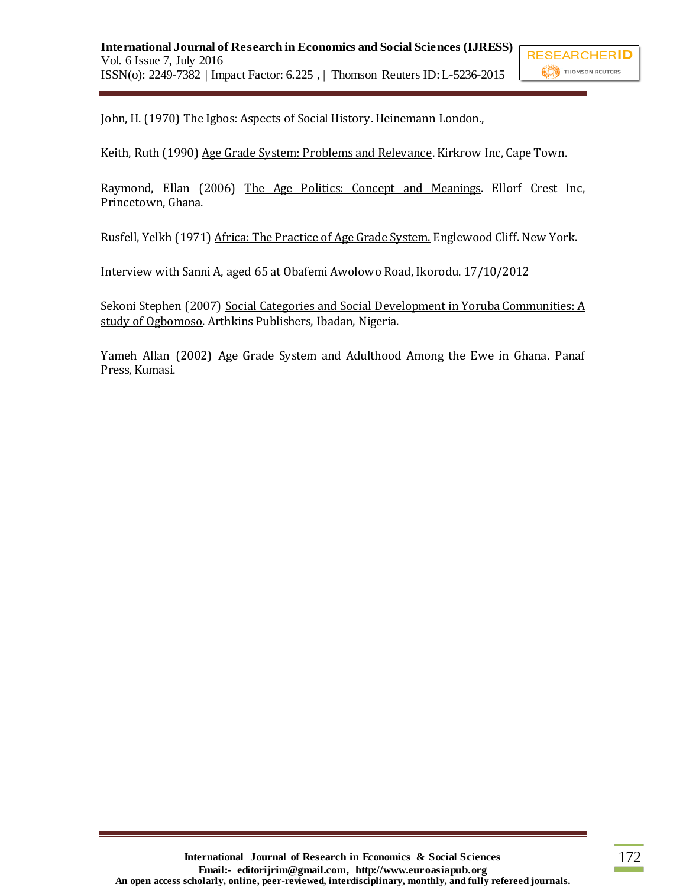John, H. (1970) The Igbos: Aspects of Social History. Heinemann London.,

Keith, Ruth (1990) Age Grade System: Problems and Relevance. Kirkrow Inc, Cape Town.

Raymond, Ellan (2006) The Age Politics: Concept and Meanings. Ellorf Crest Inc, Princetown, Ghana.

Rusfell, Yelkh (1971) Africa: The Practice of Age Grade System. Englewood Cliff. New York.

Interview with Sanni A, aged 65 at Obafemi Awolowo Road, Ikorodu. 17/10/2012

Sekoni Stephen (2007) Social Categories and Social Development in Yoruba Communities: A study of Ogbomoso. Arthkins Publishers, Ibadan, Nigeria.

Yameh Allan (2002) Age Grade System and Adulthood Among the Ewe in Ghana. Panaf Press, Kumasi.